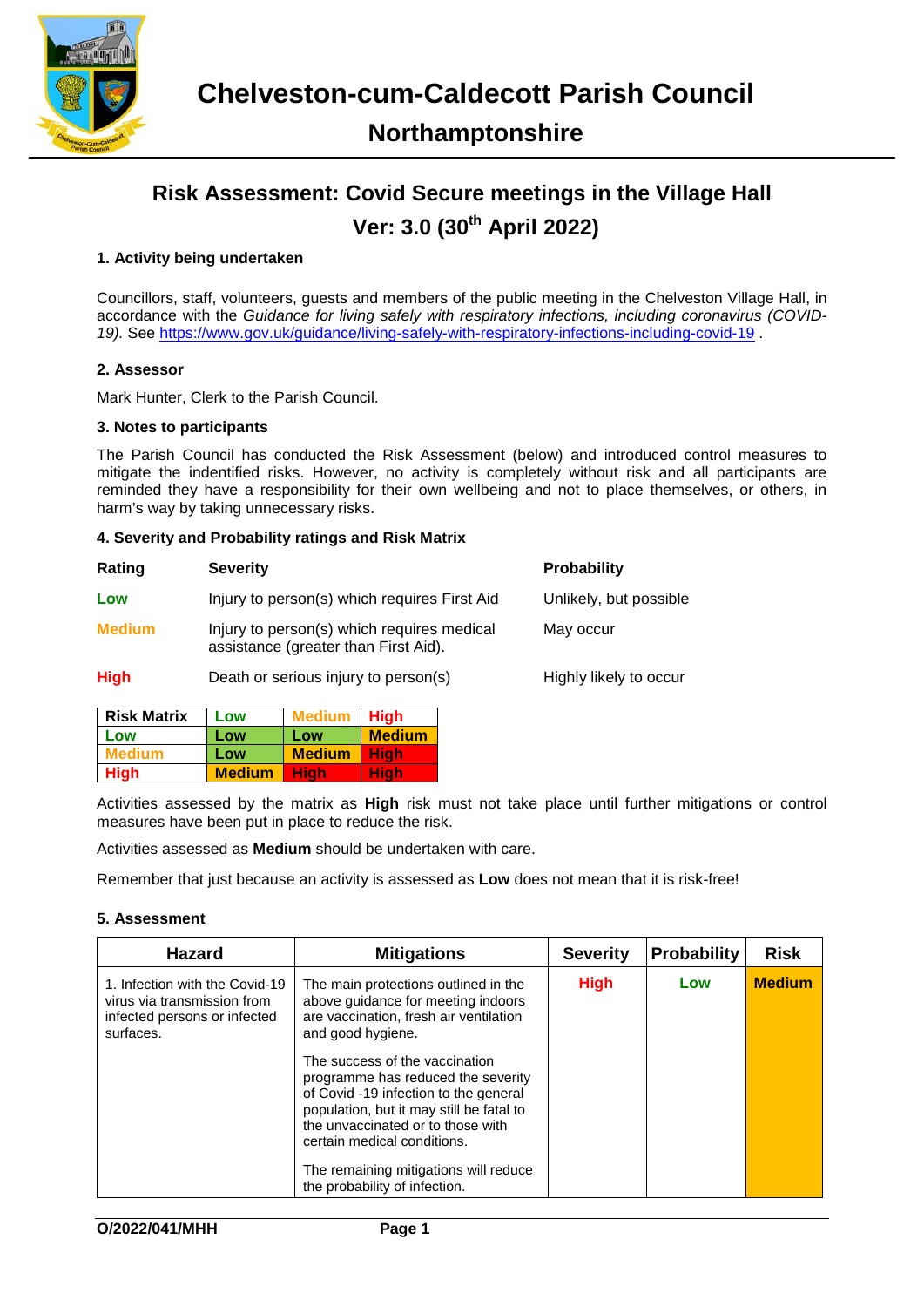# Chelveston-cum-Caldecott Parish Council

## Northamptonshire

## Risk Assessment: Covid Secure meetings in the Village Hall

## Ver: 3.0 (30th April 2022)

### 1. Activity being undertaken

Councillors, staff, volunteers, guests and members of the public meeting in the Chelveston Village Hall, in accordance with the *Guidance for living safely with respiratory infections, including coronavirus (COVID-19).* See https://www.gov.uk/guidance/living-safely-with-respiratory-infections-including-covid-19 .

### 2. Assessor

Mark Hunter, Clerk to the Parish Council.

### 3. Notes to participants

The Parish Council has conducted the Risk Assessment (below) and introduced control measures to mitigate the indentified risks. However, no activity is completely without risk and all participants are reminded they have a responsibility for their own wellbeing and not to place themselves, or others, in harm's way by taking unnecessary risks.

### 4. Severity and Probability ratings and Risk Matrix

| Rating | Severity | Probability |
|---|---|---|
| **Low** | Injury to person(s) which requires First Aid | Unlikely, but possible |
| **Medium** | Injury to person(s) which requires medical assistance (greater than First Aid). | May occur |
| **High** | Death or serious injury to person(s) | Highly likely to occur |

| Risk Matrix | Low | Medium | High |
|---|---|---|---|
| Low | Low | Low | Medium |
| Medium | Low | Medium | High |
| High | Medium | High | High |

Activities assessed by the matrix as **High** risk must not take place until further mitigations or control measures have been put in place to reduce the risk.

Activities assessed as **Medium** should be undertaken with care.

Remember that just because an activity is assessed as **Low** does not mean that it is risk-free!

### 5. Assessment

| Hazard | Mitigations | Severity | Probability | Risk |
|---|---|---|---|---|
| 1. Infection with the Covid-19 virus via transmission from infected persons or infected surfaces. | The main protections outlined in the above guidance for meeting indoors are vaccination, fresh air ventilation and good hygiene.<br><br>The success of the vaccination programme has reduced the severity of Covid -19 infection to the general population, but it may still be fatal to the unvaccinated or to those with certain medical conditions.<br><br>The remaining mitigations will reduce the probability of infection. | **High** | **Low** | **Medium** |

O/2022/041/MHH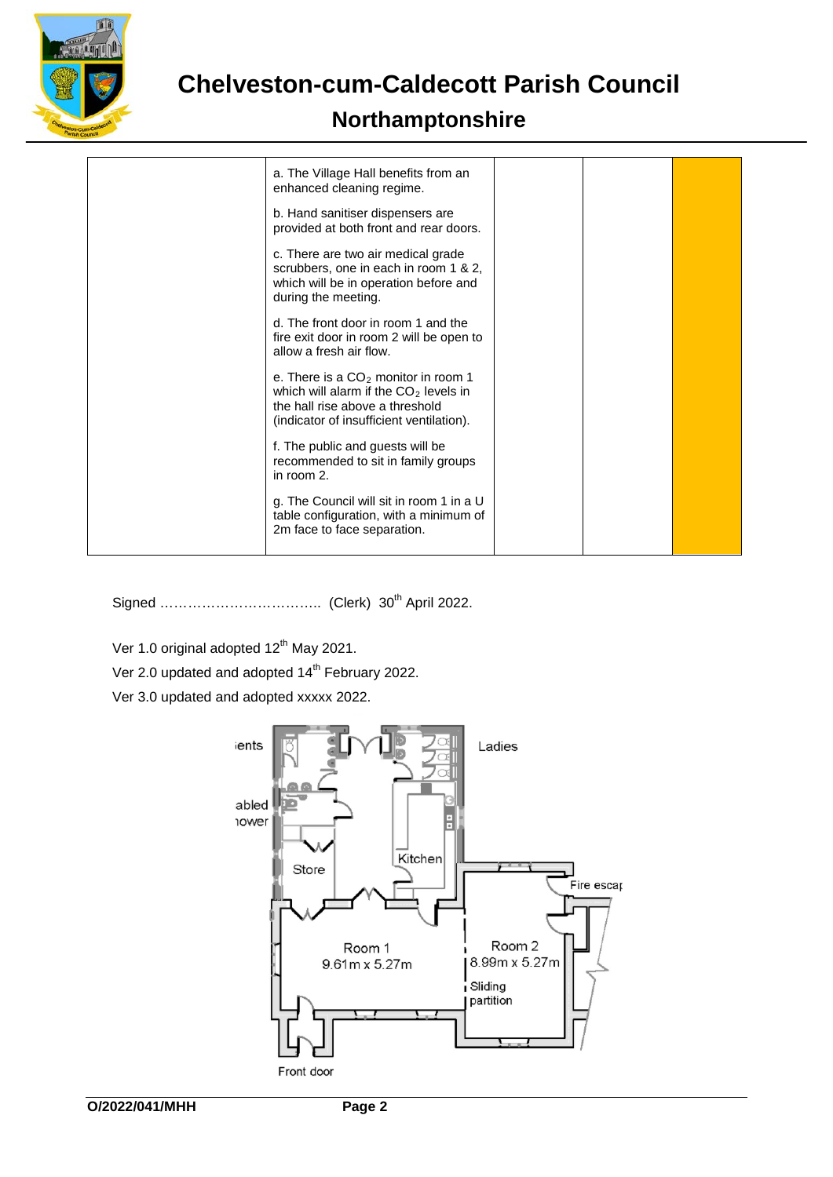# Chelveston-cum-Caldecott Parish Council

## Northamptonshire

| | | | | |
|---|---|---|---|---|
| | a. The Village Hall benefits from an enhanced cleaning regime.<br><br>b. Hand sanitiser dispensers are provided at both front and rear doors.<br><br>c. There are two air medical grade scrubbers, one in each in room 1 & 2, which will be in operation before and during the meeting.<br><br>d. The front door in room 1 and the fire exit door in room 2 will be open to allow a fresh air flow.<br><br>e. There is a $CO_2$ monitor in room 1 which will alarm if the $CO_2$ levels in the hall rise above a threshold (indicator of insufficient ventilation).<br><br>f. The public and guests will be recommended to sit in family groups in room 2.<br><br>g. The Council will sit in room 1 in a U table configuration, with a minimum of 2m face to face separation. | | | |

Signed …………………………….. (Clerk) 30th April 2022.

Ver 1.0 original adopted 12th May 2021.

Ver 2.0 updated and adopted 14th February 2022.

Ver 3.0 updated and adopted xxxxx 2022.

ients

abled
hower

Store

Kitchen

Ladies

Fire escap

Room 1
9.61m x 5.27m

Room 2
8.99m x 5.27m

Sliding
partition

Front door

O/2022/041/MHH